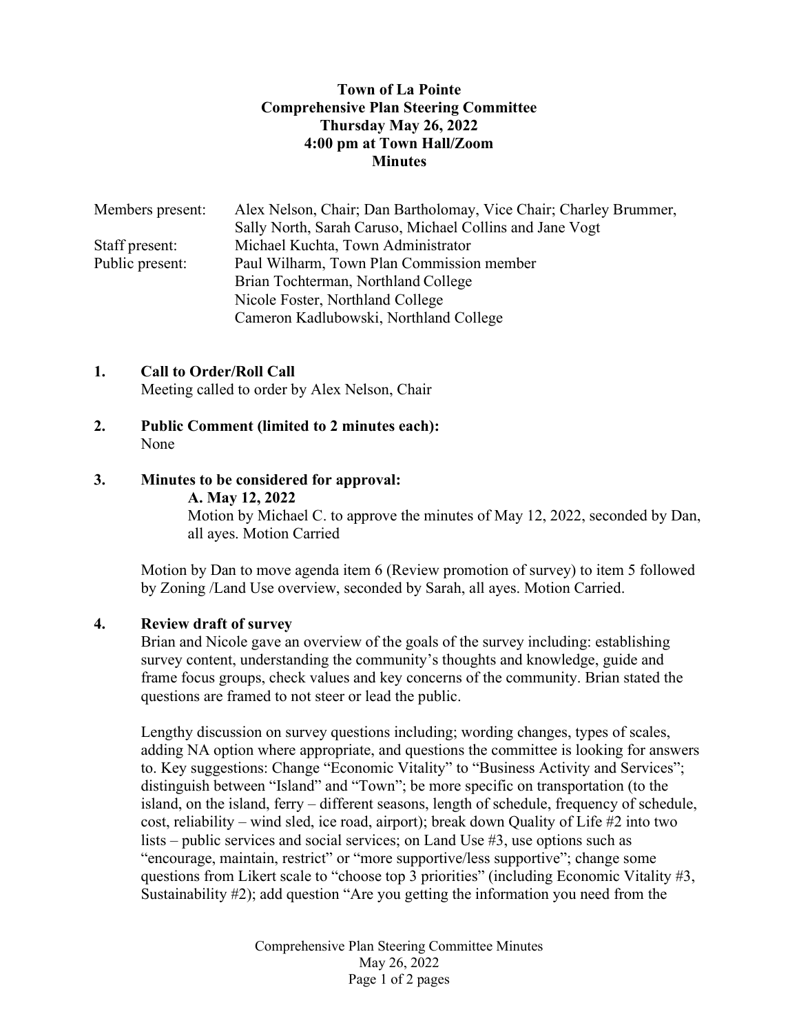**Town of La Pointe**
**Comprehensive Plan Steering Committee**
**Thursday May 26, 2022**
**4:00 pm at Town Hall/Zoom**
**Minutes**

Members present: Alex Nelson, Chair; Dan Bartholomay, Vice Chair; Charley Brummer, Sally North, Sarah Caruso, Michael Collins and Jane Vogt
Staff present: Michael Kuchta, Town Administrator
Public present: Paul Wilharm, Town Plan Commission member
Brian Tochterman, Northland College
Nicole Foster, Northland College
Cameron Kadlubowski, Northland College

**1. Call to Order/Roll Call**
Meeting called to order by Alex Nelson, Chair

**2. Public Comment (limited to 2 minutes each):**
None

**3. Minutes to be considered for approval:**
**A. May 12, 2022**
Motion by Michael C. to approve the minutes of May 12, 2022, seconded by Dan, all ayes. Motion Carried

Motion by Dan to move agenda item 6 (Review promotion of survey) to item 5 followed by Zoning /Land Use overview, seconded by Sarah, all ayes. Motion Carried.

**4. Review draft of survey**
Brian and Nicole gave an overview of the goals of the survey including: establishing survey content, understanding the community's thoughts and knowledge, guide and frame focus groups, check values and key concerns of the community. Brian stated the questions are framed to not steer or lead the public.

Lengthy discussion on survey questions including; wording changes, types of scales, adding NA option where appropriate, and questions the committee is looking for answers to. Key suggestions: Change "Economic Vitality" to "Business Activity and Services"; distinguish between "Island" and "Town"; be more specific on transportation (to the island, on the island, ferry – different seasons, length of schedule, frequency of schedule, cost, reliability – wind sled, ice road, airport); break down Quality of Life #2 into two lists – public services and social services; on Land Use #3, use options such as "encourage, maintain, restrict" or "more supportive/less supportive"; change some questions from Likert scale to "choose top 3 priorities" (including Economic Vitality #3, Sustainability #2); add question "Are you getting the information you need from the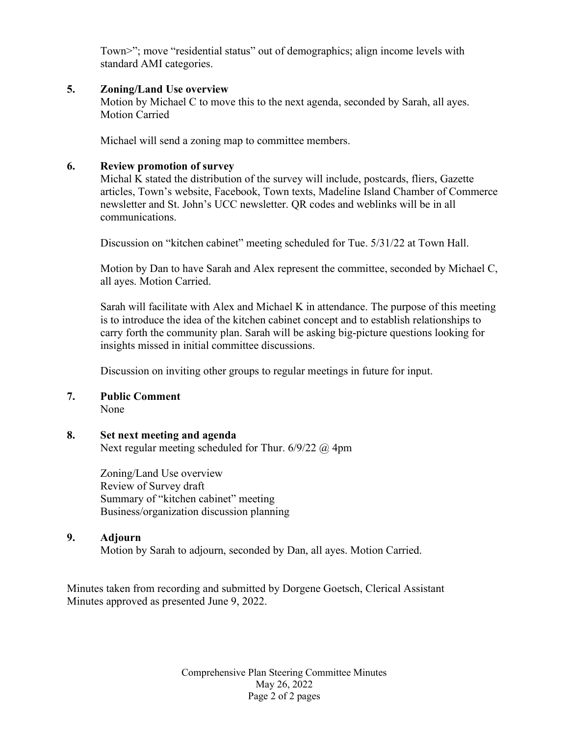Town>"; move "residential status" out of demographics; align income levels with standard AMI categories.

5. **Zoning/Land Use overview**

   Motion by Michael C to move this to the next agenda, seconded by Sarah, all ayes. Motion Carried

   Michael will send a zoning map to committee members.

6. **Review promotion of survey**

   Michal K stated the distribution of the survey will include, postcards, fliers, Gazette articles, Town's website, Facebook, Town texts, Madeline Island Chamber of Commerce newsletter and St. John's UCC newsletter. QR codes and weblinks will be in all communications.

   Discussion on "kitchen cabinet" meeting scheduled for Tue. 5/31/22 at Town Hall.

   Motion by Dan to have Sarah and Alex represent the committee, seconded by Michael C, all ayes. Motion Carried.

   Sarah will facilitate with Alex and Michael K in attendance. The purpose of this meeting is to introduce the idea of the kitchen cabinet concept and to establish relationships to carry forth the community plan. Sarah will be asking big-picture questions looking for insights missed in initial committee discussions.

   Discussion on inviting other groups to regular meetings in future for input.

7. **Public Comment**

   None

8. **Set next meeting and agenda**

   Next regular meeting scheduled for Thur. 6/9/22 @ 4pm

   Zoning/Land Use overview
   Review of Survey draft
   Summary of "kitchen cabinet" meeting
   Business/organization discussion planning

9. **Adjourn**

   Motion by Sarah to adjourn, seconded by Dan, all ayes. Motion Carried.

Minutes taken from recording and submitted by Dorgene Goetsch, Clerical Assistant
Minutes approved as presented June 9, 2022.